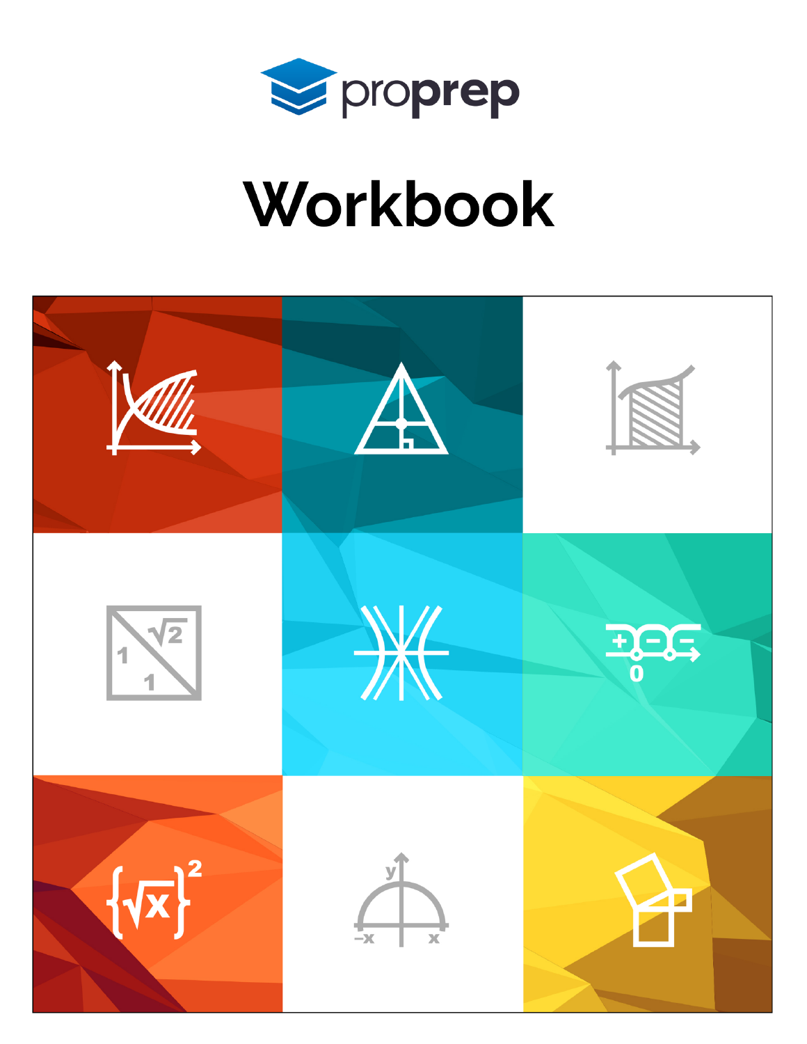proprep

# Workbook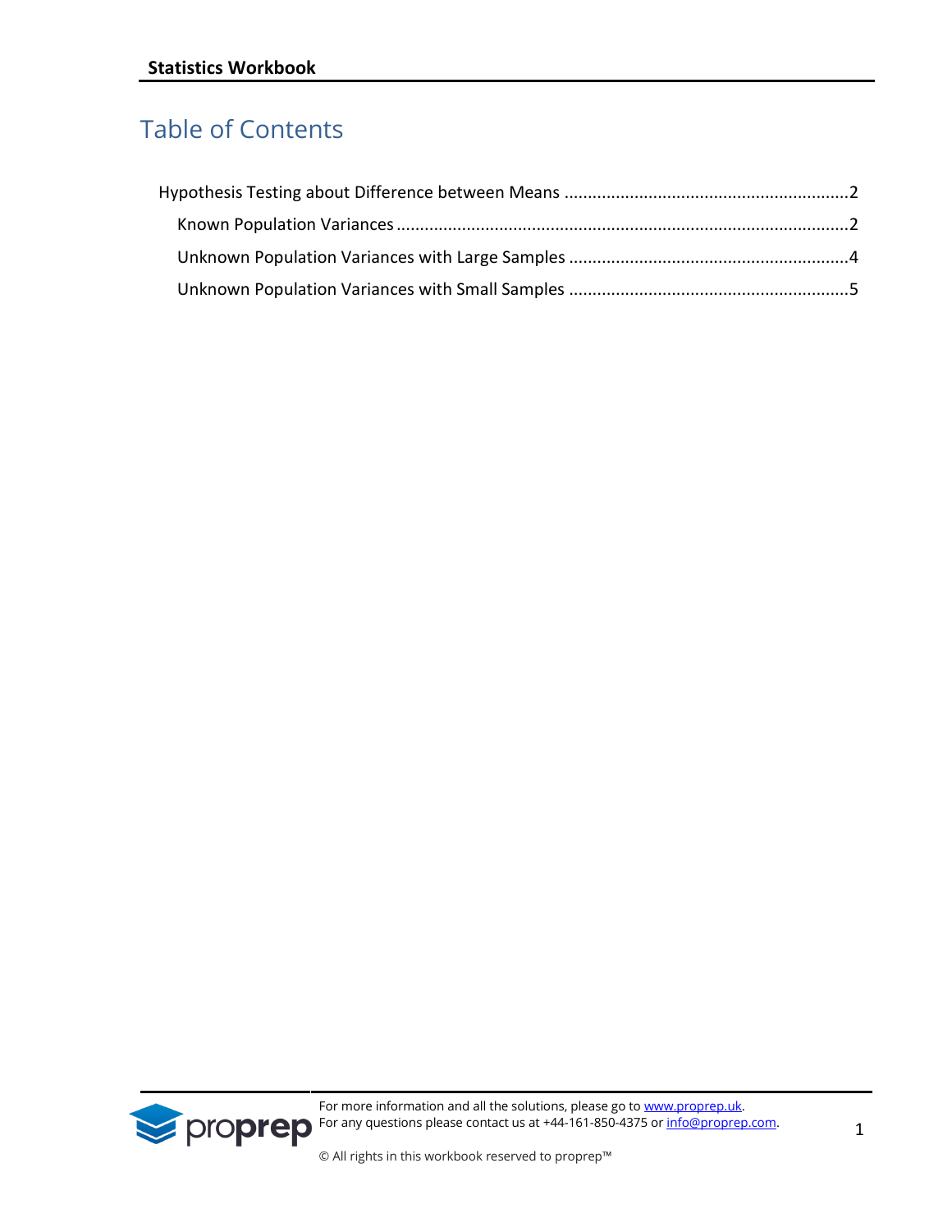# Table of Contents

- Hypothesis Testing about Difference between Means ............................................................2
  - Known Population Variances ................................................................................................2
  - Unknown Population Variances with Large Samples ...........................................................4
  - Unknown Population Variances with Small Samples ...........................................................5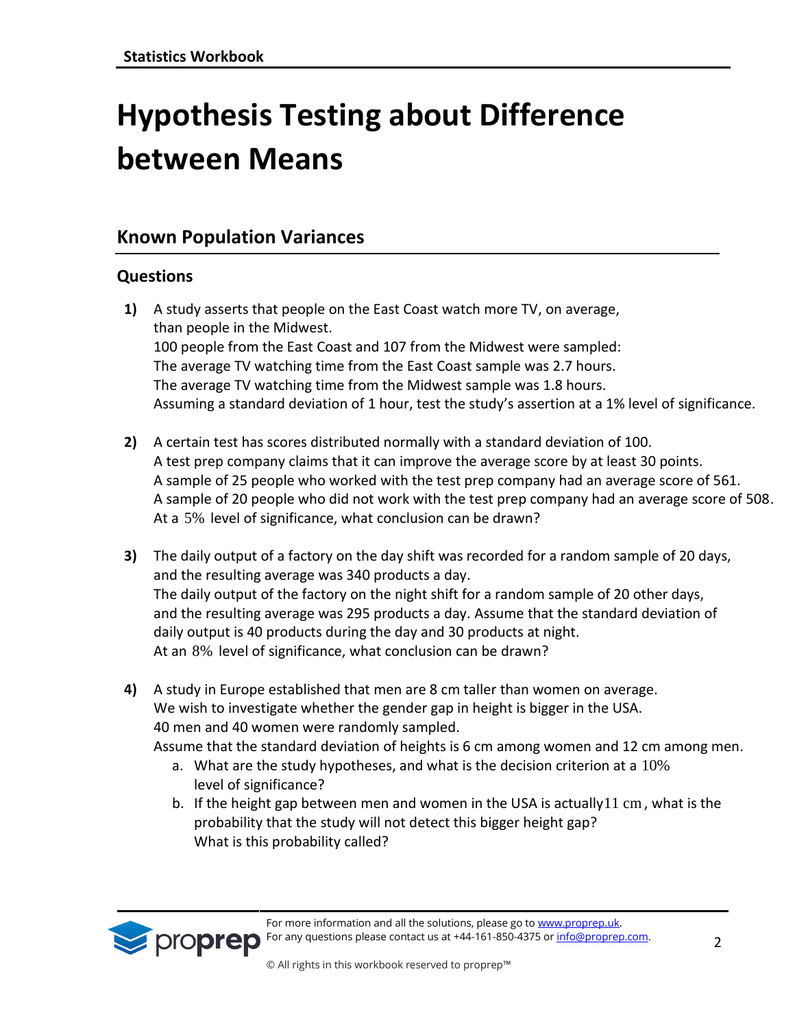# Hypothesis Testing about Difference between Means

## Known Population Variances

### Questions

**1)** A study asserts that people on the East Coast watch more TV, on average, than people in the Midwest.
100 people from the East Coast and 107 from the Midwest were sampled:
The average TV watching time from the East Coast sample was 2.7 hours.
The average TV watching time from the Midwest sample was 1.8 hours.
Assuming a standard deviation of 1 hour, test the study's assertion at a 1% level of significance.

**2)** A certain test has scores distributed normally with a standard deviation of 100.
A test prep company claims that it can improve the average score by at least 30 points.
A sample of 25 people who worked with the test prep company had an average score of 561.
A sample of 20 people who did not work with the test prep company had an average score of 508.
At a $5\%$ level of significance, what conclusion can be drawn?

**3)** The daily output of a factory on the day shift was recorded for a random sample of 20 days, and the resulting average was 340 products a day.
The daily output of the factory on the night shift for a random sample of 20 other days, and the resulting average was 295 products a day. Assume that the standard deviation of daily output is 40 products during the day and 30 products at night.
At an $8\%$ level of significance, what conclusion can be drawn?

**4)** A study in Europe established that men are 8 cm taller than women on average.
We wish to investigate whether the gender gap in height is bigger in the USA.
40 men and 40 women were randomly sampled.
Assume that the standard deviation of heights is 6 cm among women and 12 cm among men.

a. What are the study hypotheses, and what is the decision criterion at a $10\%$ level of significance?

b. If the height gap between men and women in the USA is actually $11 \text{ cm}$, what is the probability that the study will not detect this bigger height gap?
What is this probability called?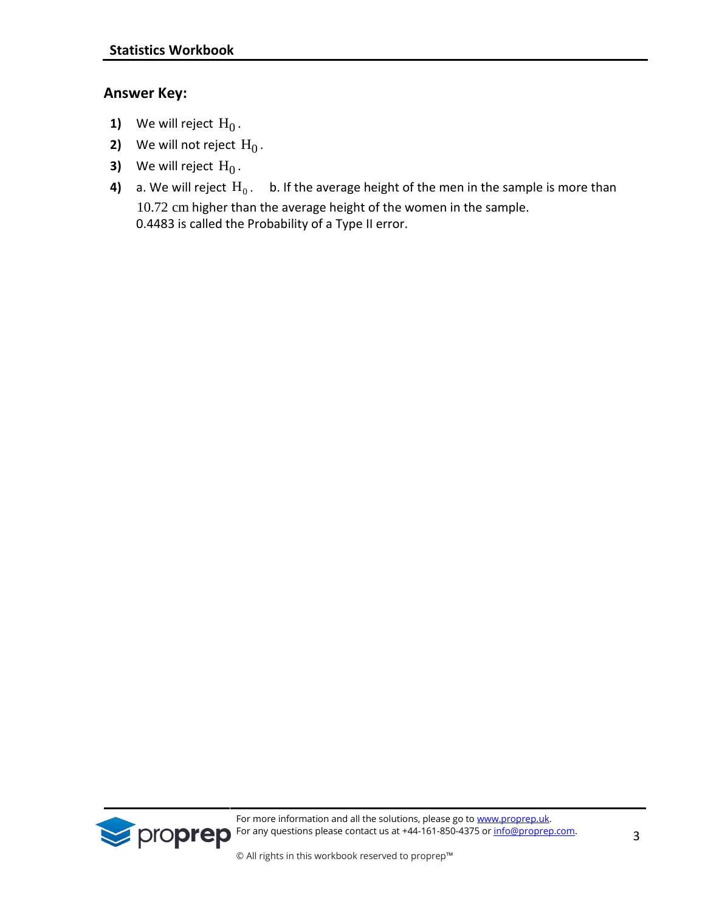## Answer Key:

**1)** We will reject $H_0$.

**2)** We will not reject $H_0$.

**3)** We will reject $H_0$.

**4)** a. We will reject $H_0$. b. If the average height of the men in the sample is more than $10.72$ cm higher than the average height of the women in the sample.
0.4483 is called the Probability of a Type II error.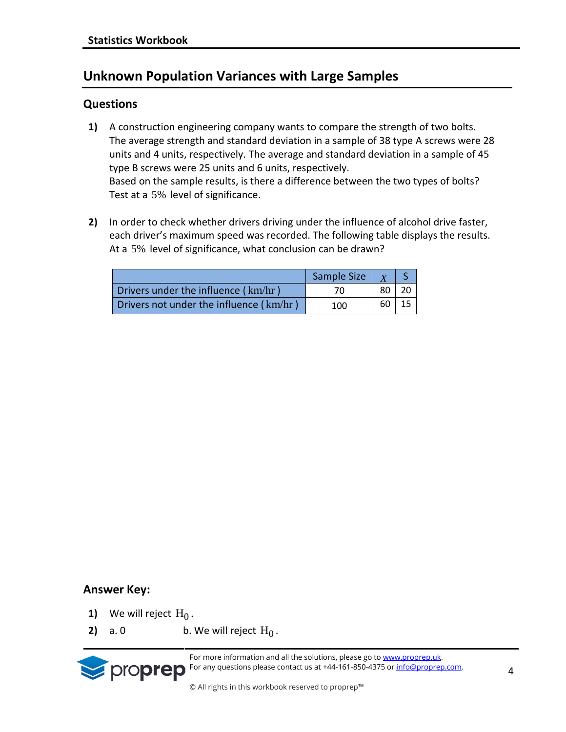# Unknown Population Variances with Large Samples

## Questions

**1)** A construction engineering company wants to compare the strength of two bolts. The average strength and standard deviation in a sample of 38 type A screws were 28 units and 4 units, respectively. The average and standard deviation in a sample of 45 type B screws were 25 units and 6 units, respectively.
Based on the sample results, is there a difference between the two types of bolts? Test at a 5% level of significance.

**2)** In order to check whether drivers driving under the influence of alcohol drive faster, each driver's maximum speed was recorded. The following table displays the results. At a 5% level of significance, what conclusion can be drawn?

| | Sample Size | $\bar{X}$ | S |
|---|---|---|---|
| Drivers under the influence ( km/hr ) | 70 | 80 | 20 |
| Drivers not under the influence ( km/hr ) | 100 | 60 | 15 |

## Answer Key:

**1)** We will reject $H_0$.

**2)** a. 0 b. We will reject $H_0$.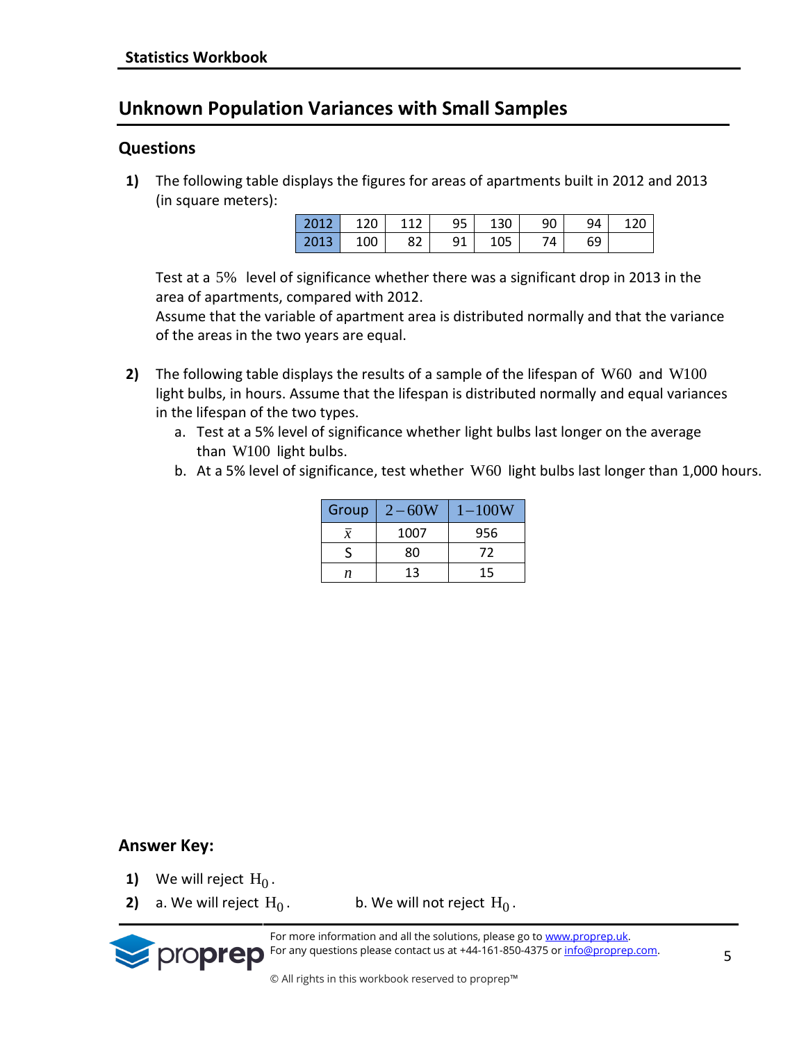## Unknown Population Variances with Small Samples

### Questions

**1)** The following table displays the figures for areas of apartments built in 2012 and 2013 (in square meters):

| | | | | | | | |
|---|---|---|---|---|---|---|---|
| 2012 | 120 | 112 | 95 | 130 | 90 | 94 | 120 |
| 2013 | 100 | 82 | 91 | 105 | 74 | 69 | |

Test at a $5\%$ level of significance whether there was a significant drop in 2013 in the area of apartments, compared with 2012.
Assume that the variable of apartment area is distributed normally and that the variance of the areas in the two years are equal.

**2)** The following table displays the results of a sample of the lifespan of $\text{W60}$ and $\text{W100}$ light bulbs, in hours. Assume that the lifespan is distributed normally and equal variances in the lifespan of the two types.

a. Test at a 5% level of significance whether light bulbs last longer on the average than $\text{W100}$ light bulbs.

b. At a 5% level of significance, test whether $\text{W60}$ light bulbs last longer than 1,000 hours.

| Group | $2-60\text{W}$ | $1-100\text{W}$ |
|---|---|---|
| $\bar{x}$ | 1007 | 956 |
| S | 80 | 72 |
| $n$ | 13 | 15 |

### Answer Key:

**1)** We will reject $\text{H}_0$.

**2)** a. We will reject $\text{H}_0$. b. We will not reject $\text{H}_0$.

For more information and all the solutions, please go to www.proprep.uk.
For any questions please contact us at +44-161-850-4375 or info@proprep.com.

© All rights in this workbook reserved to proprep™